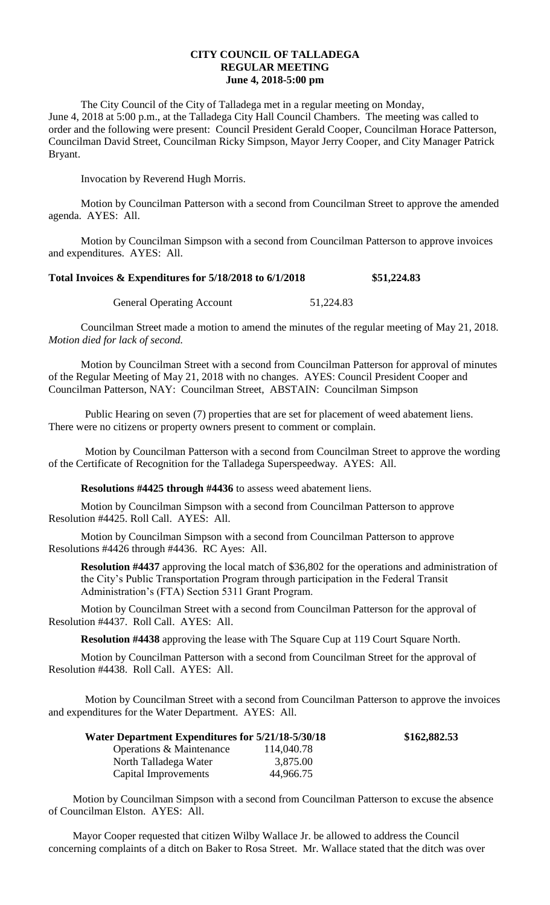# CITY COUNCIL OF TALLADEGA
## REGULAR MEETING
## June 4, 2018-5:00 pm

The City Council of the City of Talladega met in a regular meeting on Monday, June 4, 2018 at 5:00 p.m., at the Talladega City Hall Council Chambers. The meeting was called to order and the following were present: Council President Gerald Cooper, Councilman Horace Patterson, Councilman David Street, Councilman Ricky Simpson, Mayor Jerry Cooper, and City Manager Patrick Bryant.

Invocation by Reverend Hugh Morris.

Motion by Councilman Patterson with a second from Councilman Street to approve the amended agenda. AYES: All.

Motion by Councilman Simpson with a second from Councilman Patterson to approve invoices and expenditures. AYES: All.

**Total Invoices & Expenditures for 5/18/2018 to 6/1/2018 $51,224.83**

General Operating Account 51,224.83

Councilman Street made a motion to amend the minutes of the regular meeting of May 21, 2018. *Motion died for lack of second.*

Motion by Councilman Street with a second from Councilman Patterson for approval of minutes of the Regular Meeting of May 21, 2018 with no changes. AYES: Council President Cooper and Councilman Patterson, NAY: Councilman Street, ABSTAIN: Councilman Simpson

Public Hearing on seven (7) properties that are set for placement of weed abatement liens. There were no citizens or property owners present to comment or complain.

Motion by Councilman Patterson with a second from Councilman Street to approve the wording of the Certificate of Recognition for the Talladega Superspeedway. AYES: All.

**Resolutions #4425 through #4436** to assess weed abatement liens.

Motion by Councilman Simpson with a second from Councilman Patterson to approve Resolution #4425. Roll Call. AYES: All.

Motion by Councilman Simpson with a second from Councilman Patterson to approve Resolutions #4426 through #4436. RC Ayes: All.

**Resolution #4437** approving the local match of $36,802 for the operations and administration of the City's Public Transportation Program through participation in the Federal Transit Administration's (FTA) Section 5311 Grant Program.

Motion by Councilman Street with a second from Councilman Patterson for the approval of Resolution #4437. Roll Call. AYES: All.

**Resolution #4438** approving the lease with The Square Cup at 119 Court Square North.

Motion by Councilman Patterson with a second from Councilman Street for the approval of Resolution #4438. Roll Call. AYES: All.

Motion by Councilman Street with a second from Councilman Patterson to approve the invoices and expenditures for the Water Department. AYES: All.

**Water Department Expenditures for 5/21/18-5/30/18 $162,882.53**

| | |
|---|---|
| Operations & Maintenance | 114,040.78 |
| North Talladega Water | 3,875.00 |
| Capital Improvements | 44,966.75 |

Motion by Councilman Simpson with a second from Councilman Patterson to excuse the absence of Councilman Elston. AYES: All.

Mayor Cooper requested that citizen Wilby Wallace Jr. be allowed to address the Council concerning complaints of a ditch on Baker to Rosa Street. Mr. Wallace stated that the ditch was over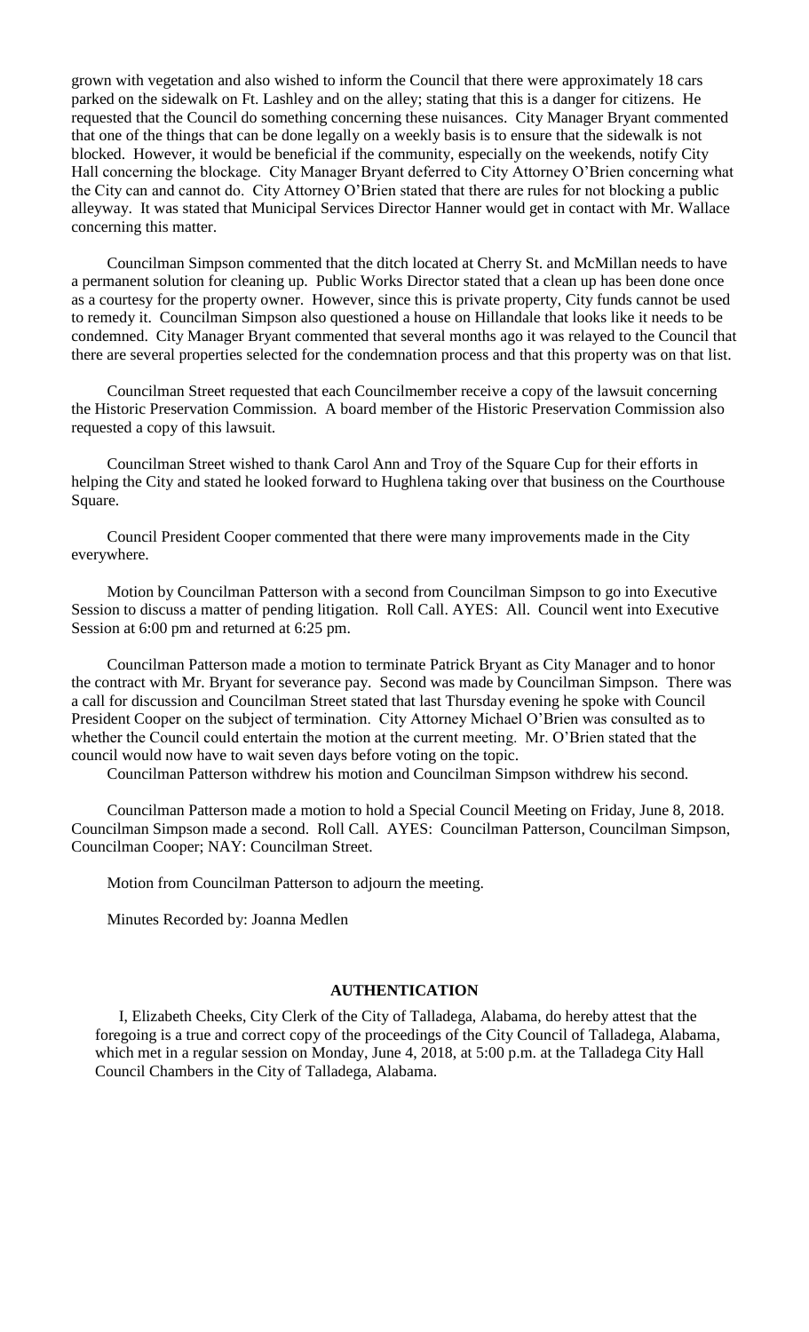grown with vegetation and also wished to inform the Council that there were approximately 18 cars parked on the sidewalk on Ft. Lashley and on the alley; stating that this is a danger for citizens. He requested that the Council do something concerning these nuisances. City Manager Bryant commented that one of the things that can be done legally on a weekly basis is to ensure that the sidewalk is not blocked. However, it would be beneficial if the community, especially on the weekends, notify City Hall concerning the blockage. City Manager Bryant deferred to City Attorney O'Brien concerning what the City can and cannot do. City Attorney O'Brien stated that there are rules for not blocking a public alleyway. It was stated that Municipal Services Director Hanner would get in contact with Mr. Wallace concerning this matter.

Councilman Simpson commented that the ditch located at Cherry St. and McMillan needs to have a permanent solution for cleaning up. Public Works Director stated that a clean up has been done once as a courtesy for the property owner. However, since this is private property, City funds cannot be used to remedy it. Councilman Simpson also questioned a house on Hillandale that looks like it needs to be condemned. City Manager Bryant commented that several months ago it was relayed to the Council that there are several properties selected for the condemnation process and that this property was on that list.

Councilman Street requested that each Councilmember receive a copy of the lawsuit concerning the Historic Preservation Commission. A board member of the Historic Preservation Commission also requested a copy of this lawsuit.

Councilman Street wished to thank Carol Ann and Troy of the Square Cup for their efforts in helping the City and stated he looked forward to Hughlena taking over that business on the Courthouse Square.

Council President Cooper commented that there were many improvements made in the City everywhere.

Motion by Councilman Patterson with a second from Councilman Simpson to go into Executive Session to discuss a matter of pending litigation. Roll Call. AYES: All. Council went into Executive Session at 6:00 pm and returned at 6:25 pm.

Councilman Patterson made a motion to terminate Patrick Bryant as City Manager and to honor the contract with Mr. Bryant for severance pay. Second was made by Councilman Simpson. There was a call for discussion and Councilman Street stated that last Thursday evening he spoke with Council President Cooper on the subject of termination. City Attorney Michael O'Brien was consulted as to whether the Council could entertain the motion at the current meeting. Mr. O'Brien stated that the council would now have to wait seven days before voting on the topic.

Councilman Patterson withdrew his motion and Councilman Simpson withdrew his second.

Councilman Patterson made a motion to hold a Special Council Meeting on Friday, June 8, 2018. Councilman Simpson made a second. Roll Call. AYES: Councilman Patterson, Councilman Simpson, Councilman Cooper; NAY: Councilman Street.

Motion from Councilman Patterson to adjourn the meeting.

Minutes Recorded by: Joanna Medlen

## AUTHENTICATION

I, Elizabeth Cheeks, City Clerk of the City of Talladega, Alabama, do hereby attest that the foregoing is a true and correct copy of the proceedings of the City Council of Talladega, Alabama, which met in a regular session on Monday, June 4, 2018, at 5:00 p.m. at the Talladega City Hall Council Chambers in the City of Talladega, Alabama.